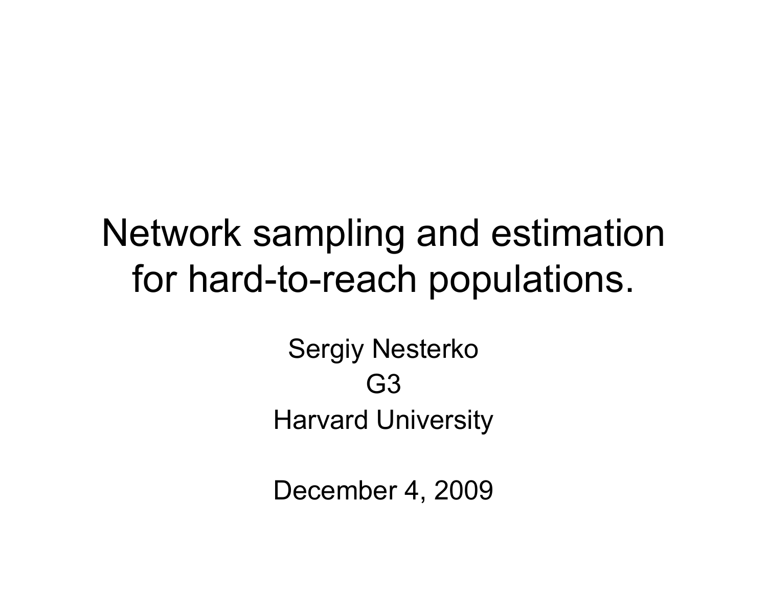# Network sampling and estimation for hard-to-reach populations.

Sergiy Nesterko

G3

Harvard University

December 4, 2009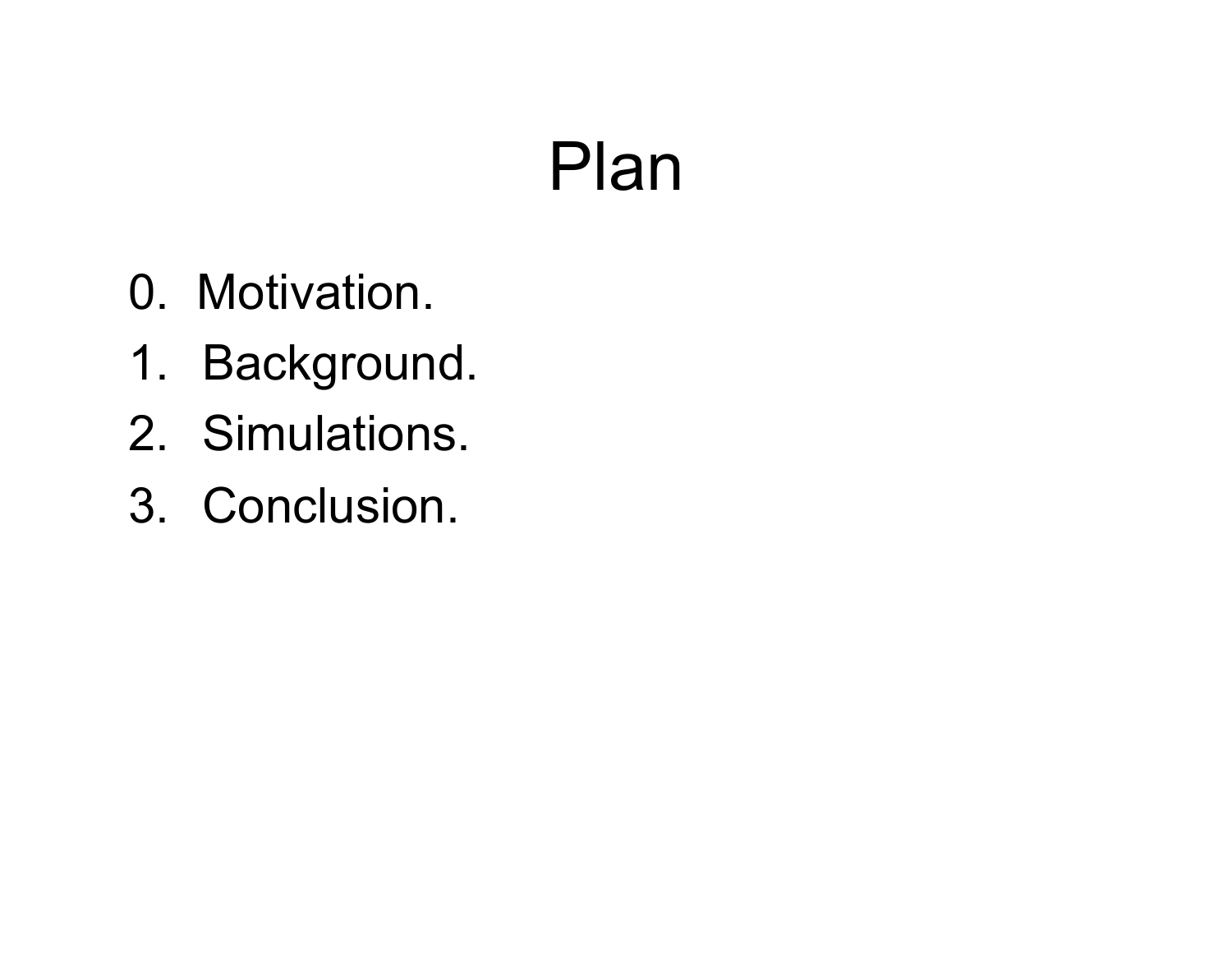# Plan

0. Motivation.
1. Background.
2. Simulations.
3. Conclusion.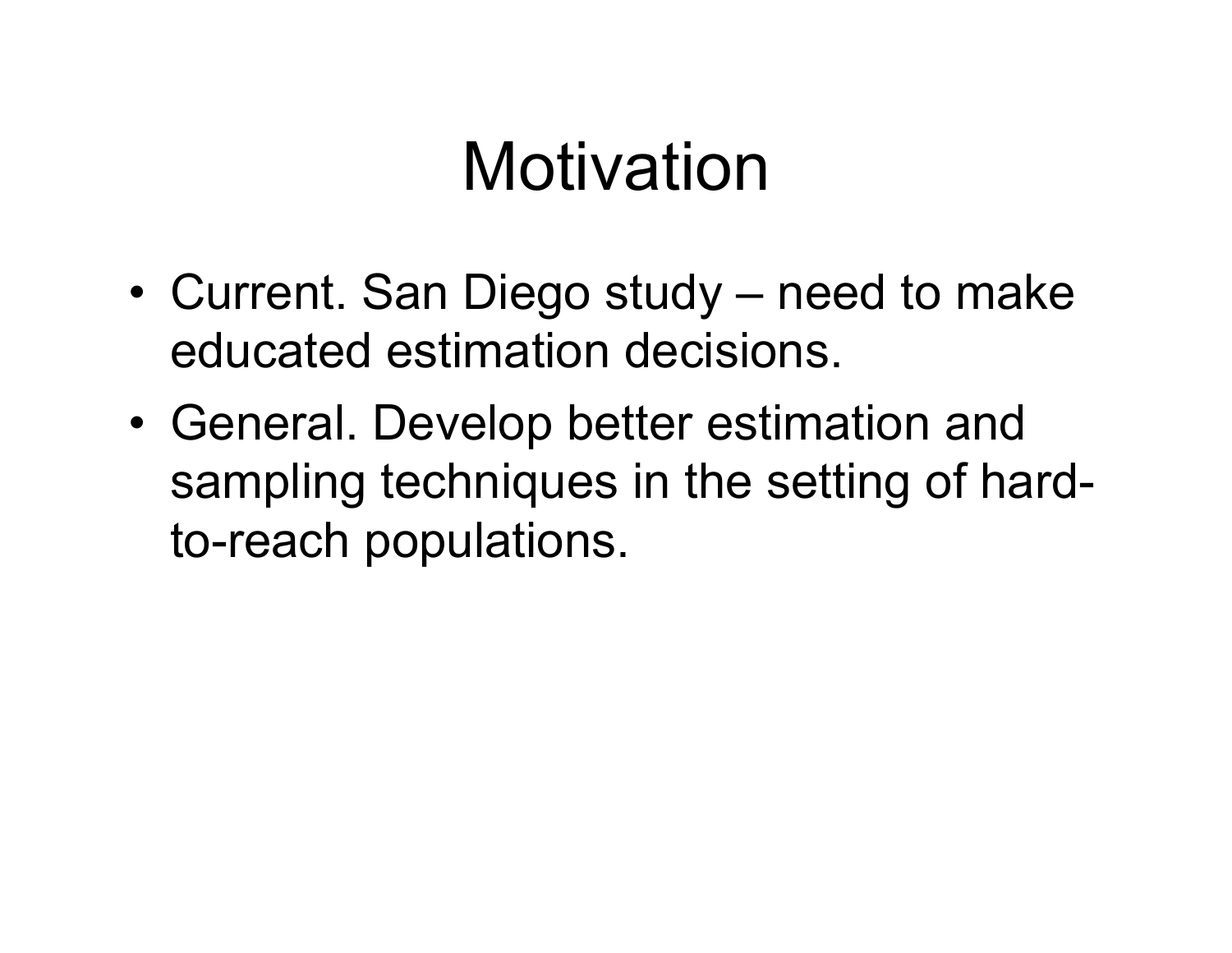# Motivation

- Current. San Diego study – need to make educated estimation decisions.
- General. Develop better estimation and sampling techniques in the setting of hard-to-reach populations.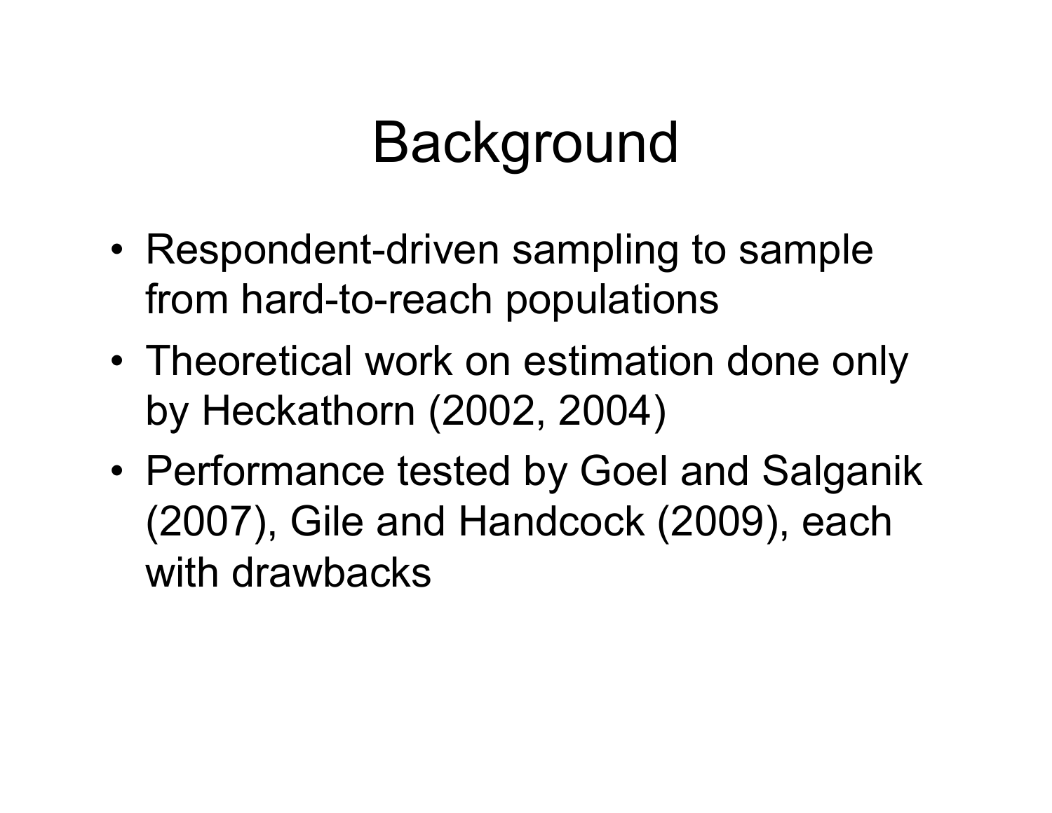# Background

- Respondent-driven sampling to sample from hard-to-reach populations
- Theoretical work on estimation done only by Heckathorn (2002, 2004)
- Performance tested by Goel and Salganik (2007), Gile and Handcock (2009), each with drawbacks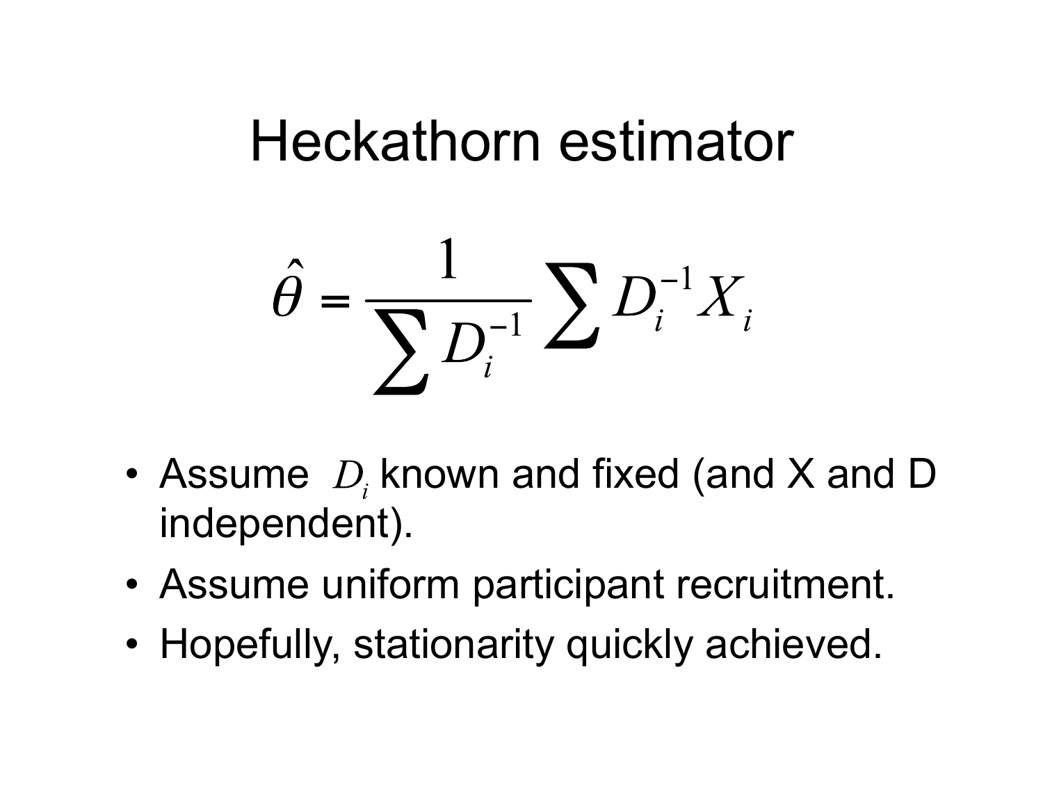# Heckathorn estimator

$$\hat{\theta} = \frac{1}{\sum D_i^{-1}} \sum D_i^{-1} X_i$$

- Assume $D_i$ known and fixed (and X and D independent).
- Assume uniform participant recruitment.
- Hopefully, stationarity quickly achieved.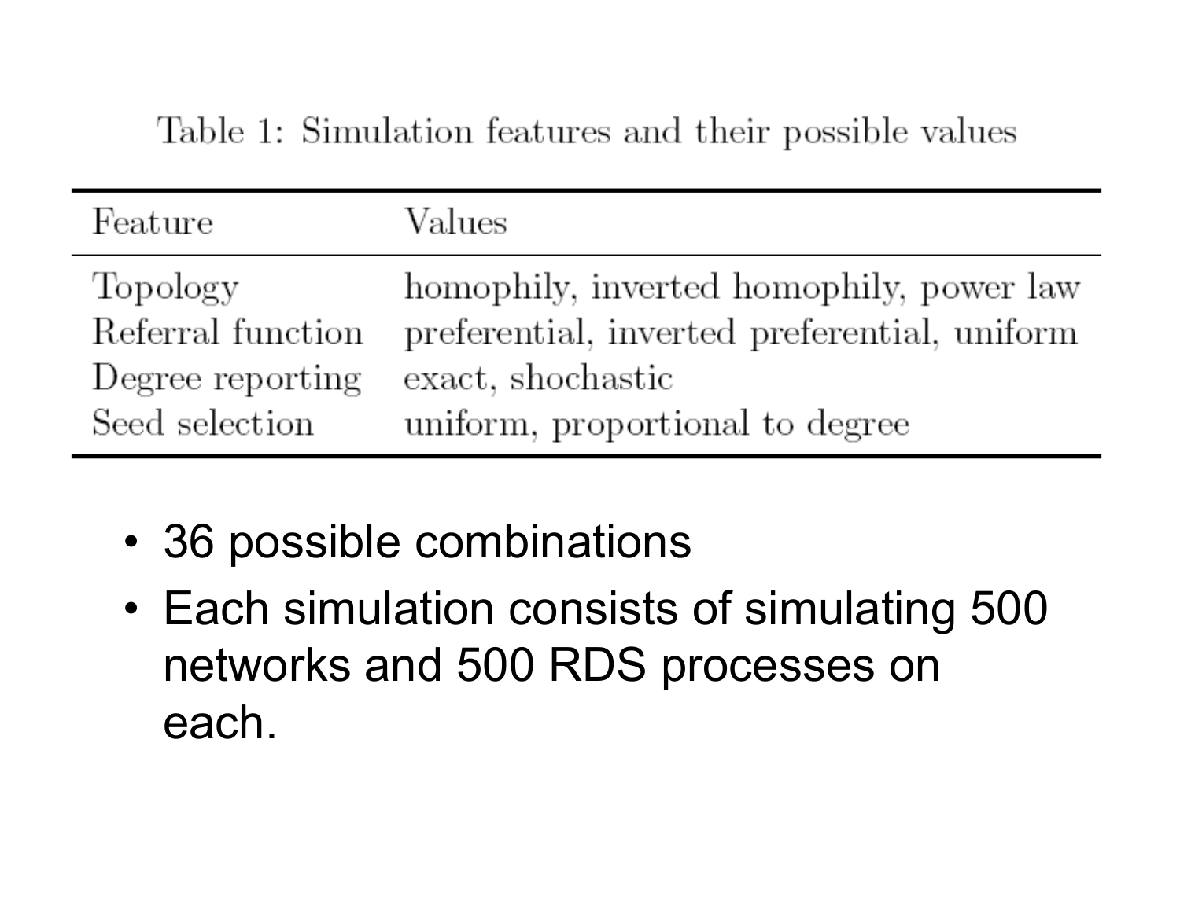Table 1: Simulation features and their possible values

| Feature | Values |
|---|---|
| Topology | homophily, inverted homophily, power law |
| Referral function | preferential, inverted preferential, uniform |
| Degree reporting | exact, shochastic |
| Seed selection | uniform, proportional to degree |

- 36 possible combinations
- Each simulation consists of simulating 500 networks and 500 RDS processes on each.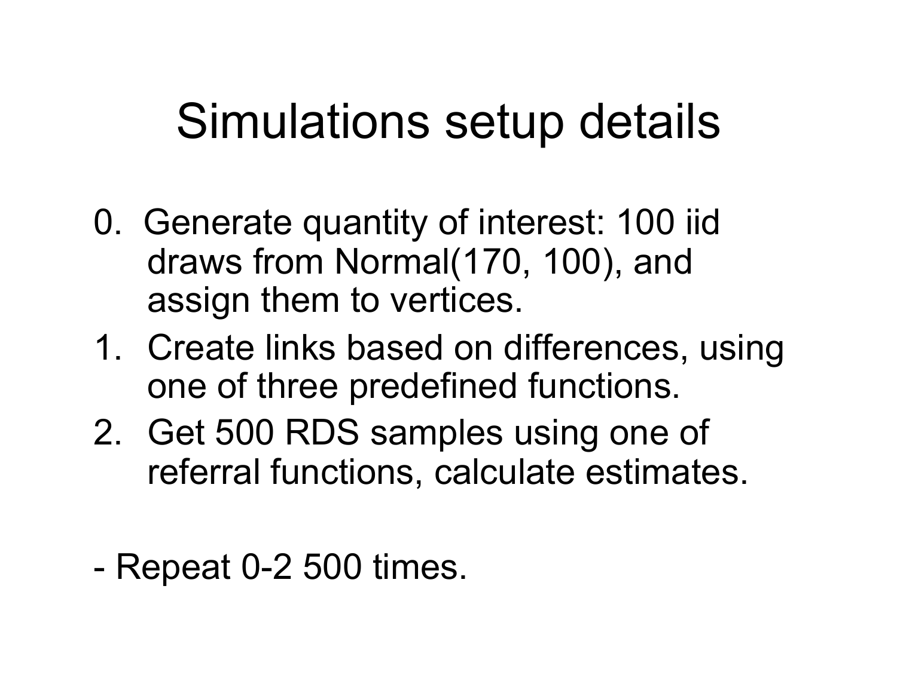# Simulations setup details

0. Generate quantity of interest: 100 iid draws from Normal(170, 100), and assign them to vertices.
1. Create links based on differences, using one of three predefined functions.
2. Get 500 RDS samples using one of referral functions, calculate estimates.

- Repeat 0-2 500 times.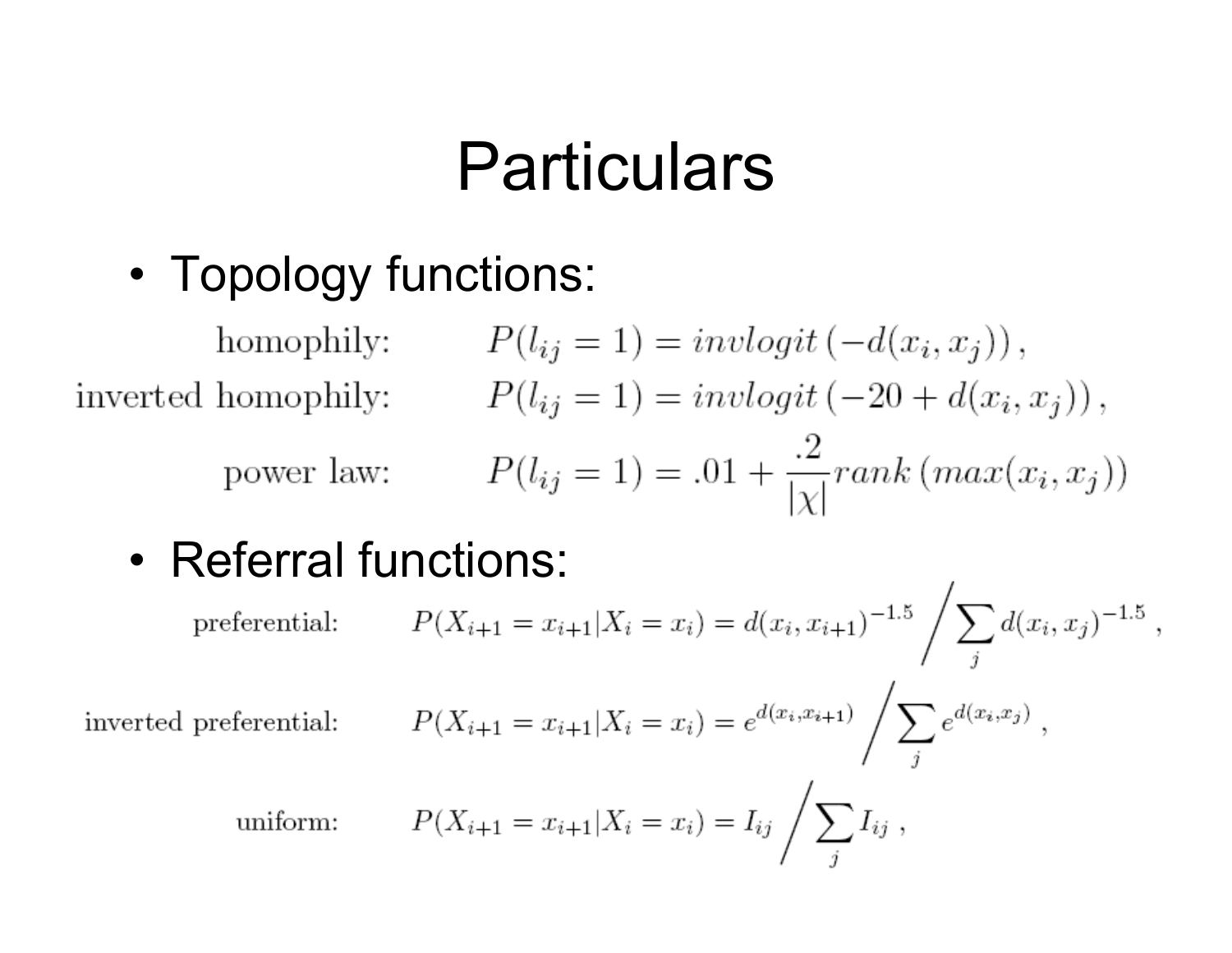# Particulars

- Topology functions:

$$\text{homophily:} \qquad P(l_{ij} = 1) = invlogit\left(-d(x_i, x_j)\right),$$

$$\text{inverted homophily:} \qquad P(l_{ij} = 1) = invlogit\left(-20 + d(x_i, x_j)\right),$$

$$\text{power law:} \qquad P(l_{ij} = 1) = .01 + \frac{.2}{|\chi|} rank\left(max(x_i, x_j)\right)$$

- Referral functions:

$$\text{preferential:} \qquad P(X_{i+1} = x_{i+1} | X_i = x_i) = d(x_i, x_{i+1})^{-1.5} \Big/ \sum_j d(x_i, x_j)^{-1.5} ,$$

$$\text{inverted preferential:} \qquad P(X_{i+1} = x_{i+1} | X_i = x_i) = e^{d(x_i, x_{i+1})} \Big/ \sum_j e^{d(x_i, x_j)} ,$$

$$\text{uniform:} \qquad P(X_{i+1} = x_{i+1} | X_i = x_i) = I_{ij} \Big/ \sum_j I_{ij} ,$$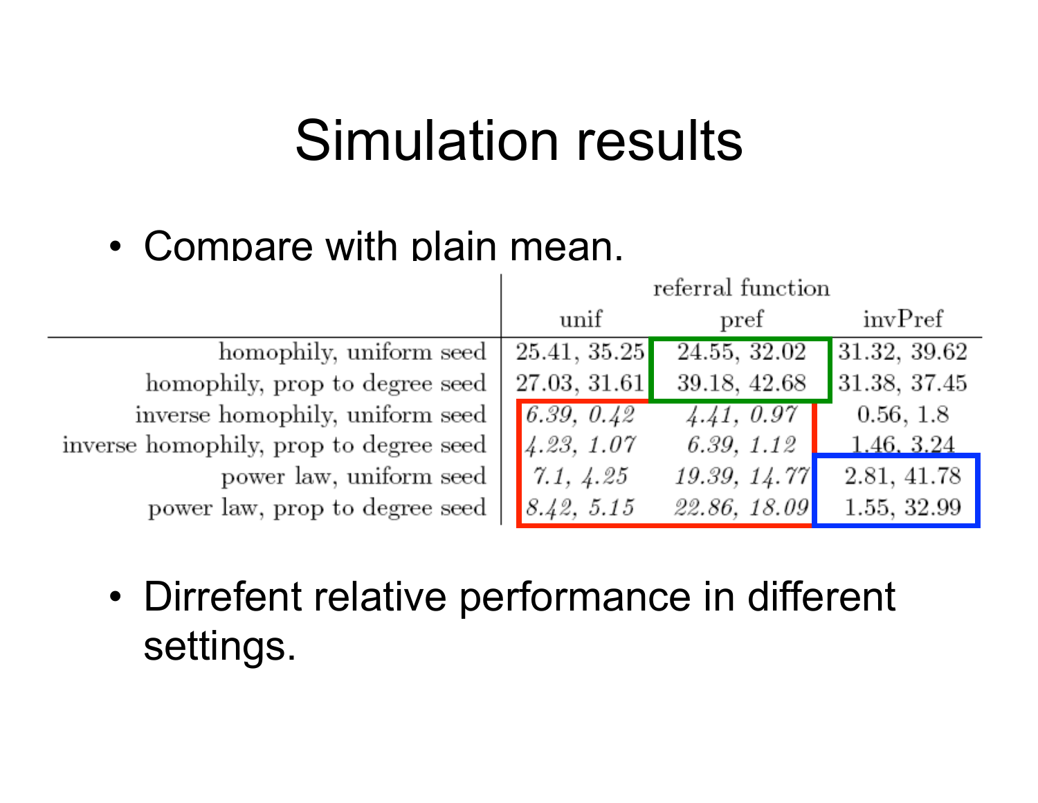# Simulation results

- Compare with plain mean.

| | referral function | | |
|---|---|---|---|
| | unif | pref | invPref |
| homophily, uniform seed | 25.41, 35.25 | 24.55, 32.02 | 31.32, 39.62 |
| homophily, prop to degree seed | 27.03, 31.61 | 39.18, 42.68 | 31.38, 37.45 |
| inverse homophily, uniform seed | *6.39, 0.42* | *4.41, 0.97* | 0.56, 1.8 |
| inverse homophily, prop to degree seed | *4.23, 1.07* | *6.39, 1.12* | 1.46, 3.24 |
| power law, uniform seed | *7.1, 4.25* | *19.39, 14.77* | 2.81, 41.78 |
| power law, prop to degree seed | *8.42, 5.15* | *22.86, 18.09* | 1.55, 32.99 |

- Dirrefent relative performance in different settings.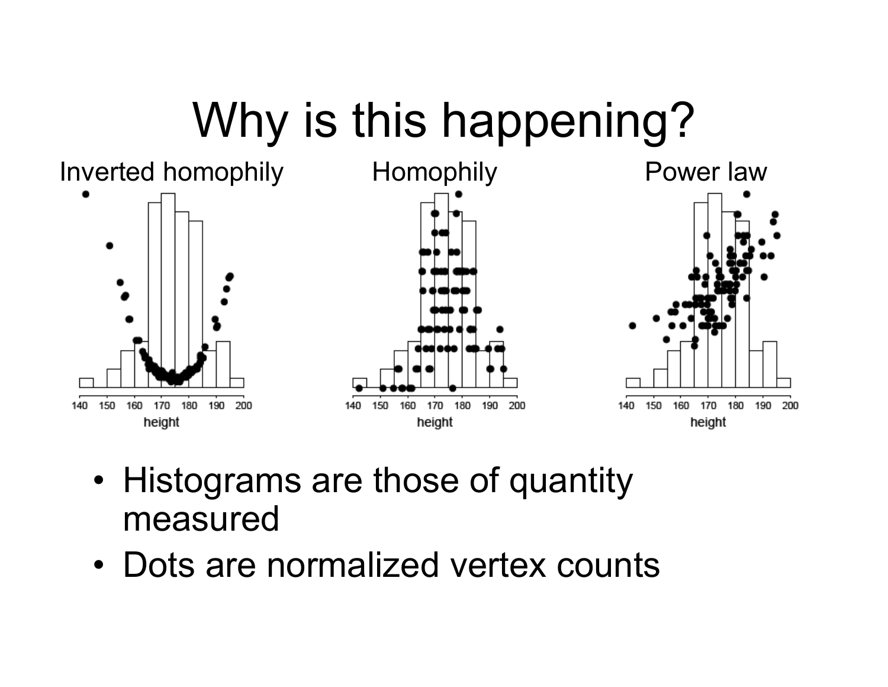# Why is this happening?

Inverted homophily | Homophily | Power law

- Histograms are those of quantity measured
- Dots are normalized vertex counts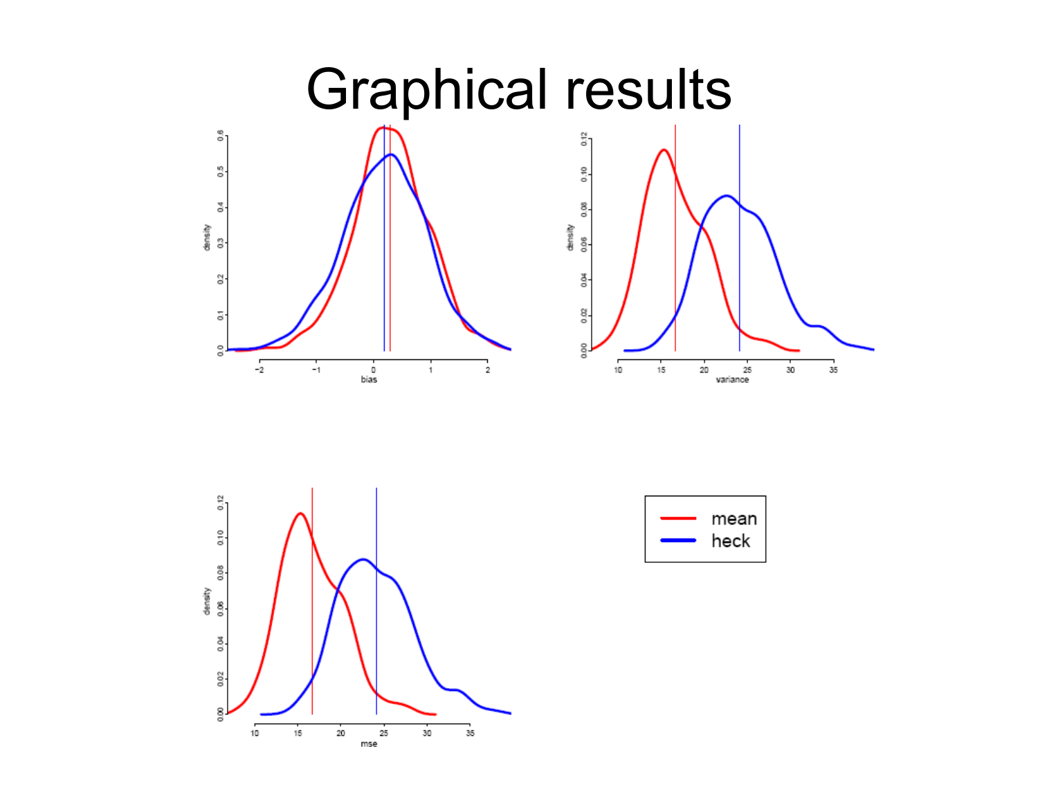# Graphical results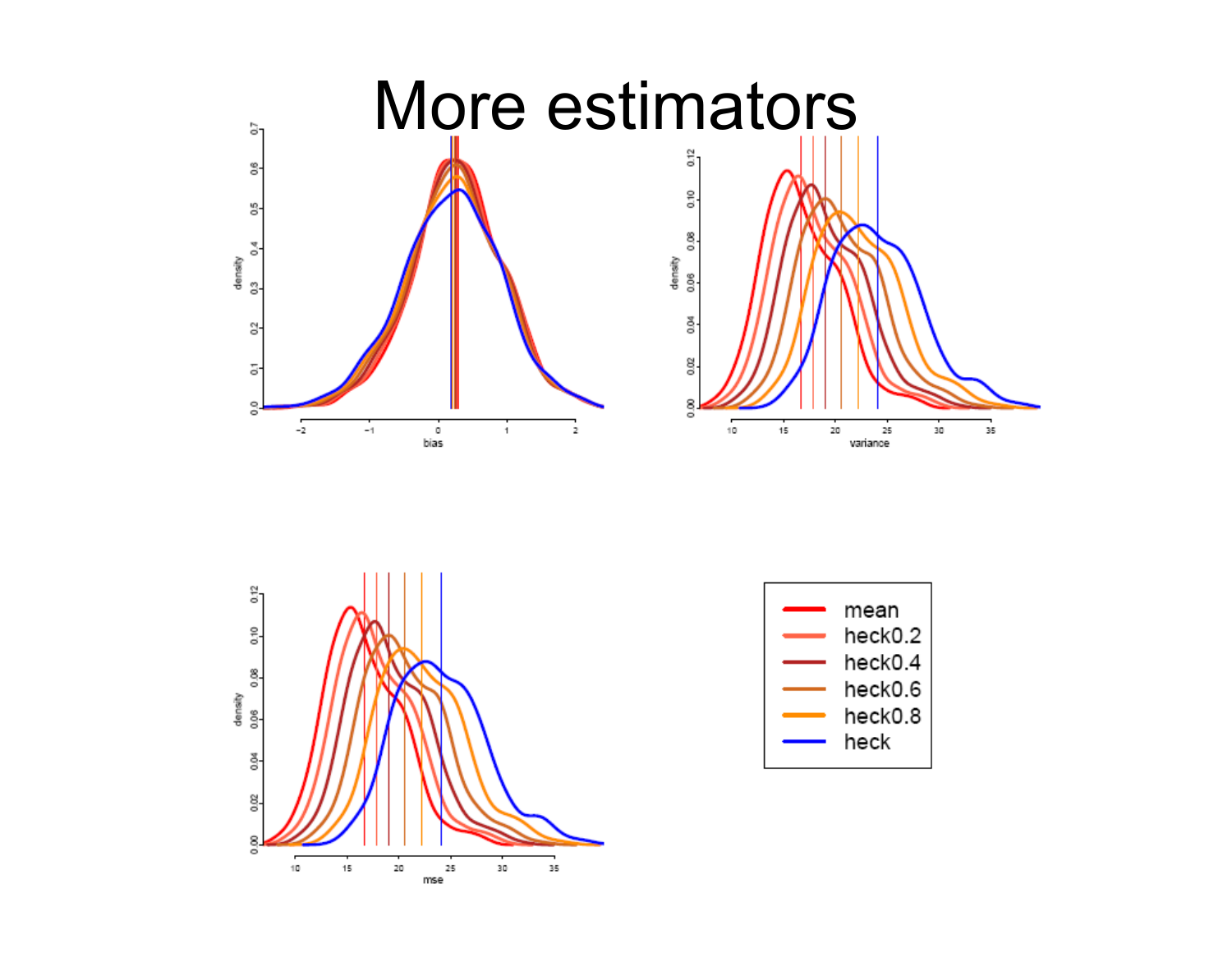# More estimators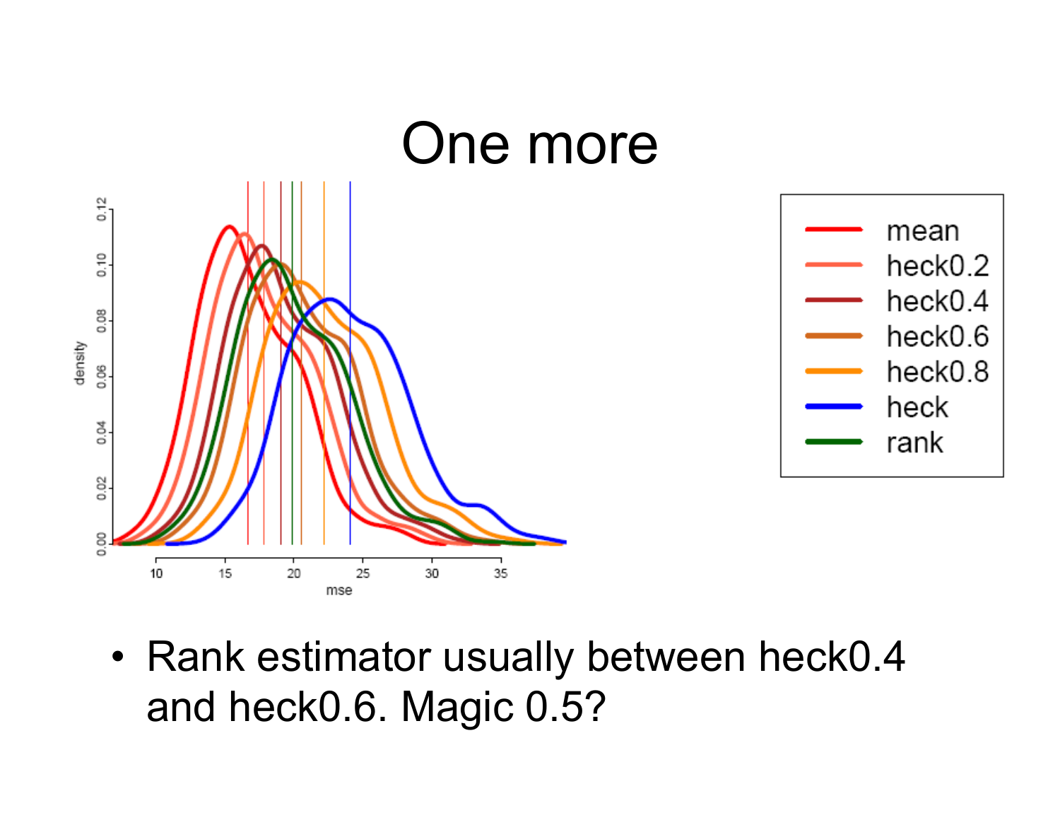# One more

- Rank estimator usually between heck0.4 and heck0.6. Magic 0.5?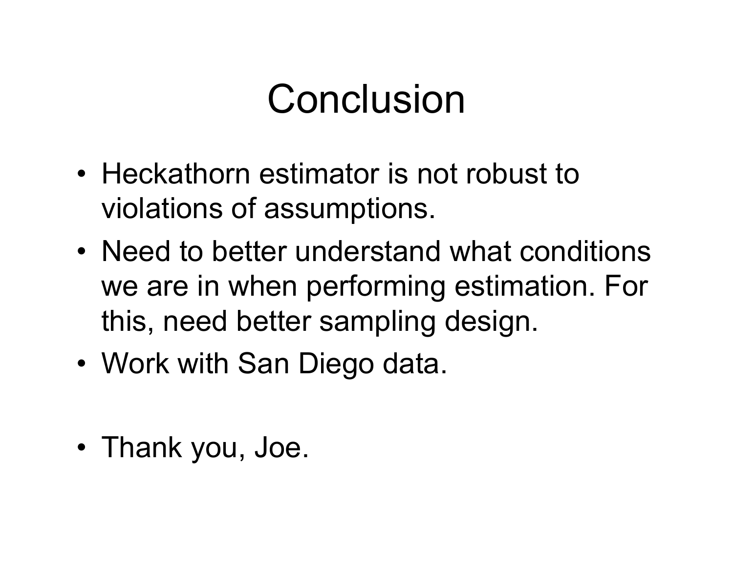# Conclusion

- Heckathorn estimator is not robust to violations of assumptions.
- Need to better understand what conditions we are in when performing estimation. For this, need better sampling design.
- Work with San Diego data.

- Thank you, Joe.